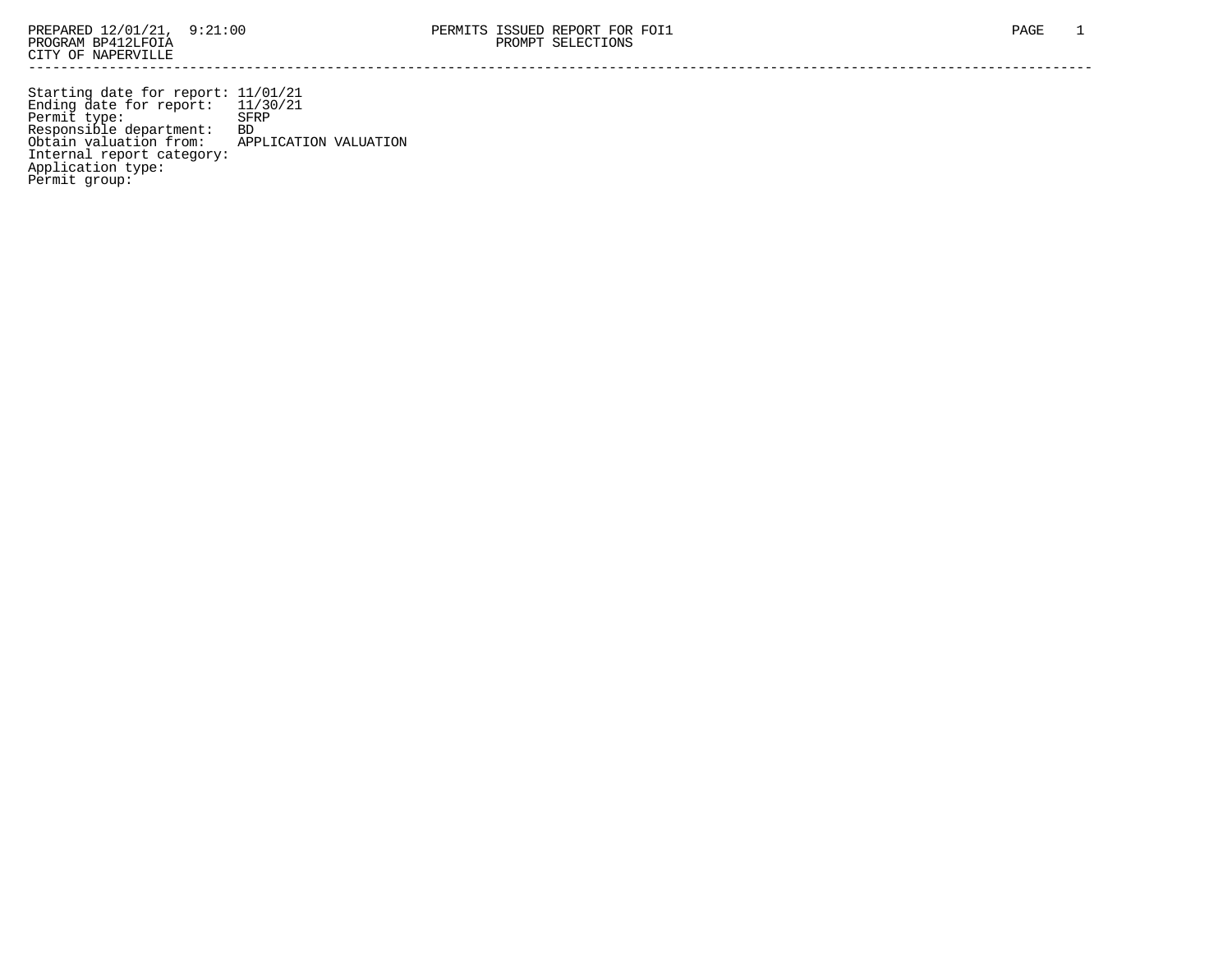PREPARED 12/01/21, 9:21:00

PROGRAM BP412LFOIA

CITY OF NAPERVILLE

PERMITS ISSUED REPORT FOR FOI1

PROMPT SELECTIONS

---

Starting date for report: 11/01/21
Ending date for report: 11/30/21
Permit type: SFRP
Responsible department: BD
Obtain valuation from: APPLICATION VALUATION
Internal report category:
Application type:
Permit group: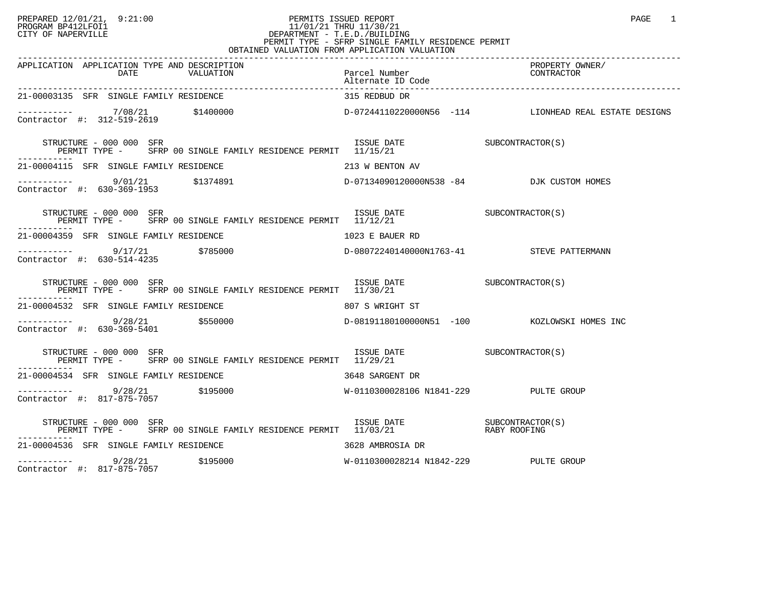PREPARED 12/01/21, 9:21:00
PROGRAM BP412LFOI1
CITY OF NAPERVILLE

PERMITS ISSUED REPORT
11/01/21 THRU 11/30/21
DEPARTMENT - T.E.D./BUILDING
PERMIT TYPE - SFRP SINGLE FAMILY RESIDENCE PERMIT
OBTAINED VALUATION FROM APPLICATION VALUATION

| APPLICATION | APPLICATION TYPE AND DESCRIPTION DATE | VALUATION | Parcel Number / Alternate ID Code | PROPERTY OWNER/ CONTRACTOR |
|---|---|---|---|---|
| 21-00003135 | SFR SINGLE FAMILY RESIDENCE | | 315 REDBUD DR | |
| ----------- Contractor #: 312-519-2619 | 7/08/21 | $1400000 | D-07244110220000N56 -114 | LIONHEAD REAL ESTATE DESIGNS |
| STRUCTURE - 000 000 SFR | PERMIT TYPE - SFRP 00 SINGLE FAMILY RESIDENCE PERMIT | | ISSUE DATE 11/15/21 | SUBCONTRACTOR(S) |
| 21-00004115 | SFR SINGLE FAMILY RESIDENCE | | 213 W BENTON AV | |
| ----------- Contractor #: 630-369-1953 | 9/01/21 | $1374891 | D-07134090120000N538 -84 | DJK CUSTOM HOMES |
| STRUCTURE - 000 000 SFR | PERMIT TYPE - SFRP 00 SINGLE FAMILY RESIDENCE PERMIT | | ISSUE DATE 11/12/21 | SUBCONTRACTOR(S) |
| 21-00004359 | SFR SINGLE FAMILY RESIDENCE | | 1023 E BAUER RD | |
| ----------- Contractor #: 630-514-4235 | 9/17/21 | $785000 | D-08072240140000N1763-41 | STEVE PATTERMANN |
| STRUCTURE - 000 000 SFR | PERMIT TYPE - SFRP 00 SINGLE FAMILY RESIDENCE PERMIT | | ISSUE DATE 11/30/21 | SUBCONTRACTOR(S) |
| 21-00004532 | SFR SINGLE FAMILY RESIDENCE | | 807 S WRIGHT ST | |
| ----------- Contractor #: 630-369-5401 | 9/28/21 | $550000 | D-08191180100000N51 -100 | KOZLOWSKI HOMES INC |
| STRUCTURE - 000 000 SFR | PERMIT TYPE - SFRP 00 SINGLE FAMILY RESIDENCE PERMIT | | ISSUE DATE 11/29/21 | SUBCONTRACTOR(S) |
| 21-00004534 | SFR SINGLE FAMILY RESIDENCE | | 3648 SARGENT DR | |
| ----------- Contractor #: 817-875-7057 | 9/28/21 | $195000 | W-0110300028106 N1841-229 | PULTE GROUP |
| STRUCTURE - 000 000 SFR | PERMIT TYPE - SFRP 00 SINGLE FAMILY RESIDENCE PERMIT | | ISSUE DATE 11/03/21 | SUBCONTRACTOR(S) RABY ROOFING |
| 21-00004536 | SFR SINGLE FAMILY RESIDENCE | | 3628 AMBROSIA DR | |
| ----------- Contractor #: 817-875-7057 | 9/28/21 | $195000 | W-0110300028214 N1842-229 | PULTE GROUP |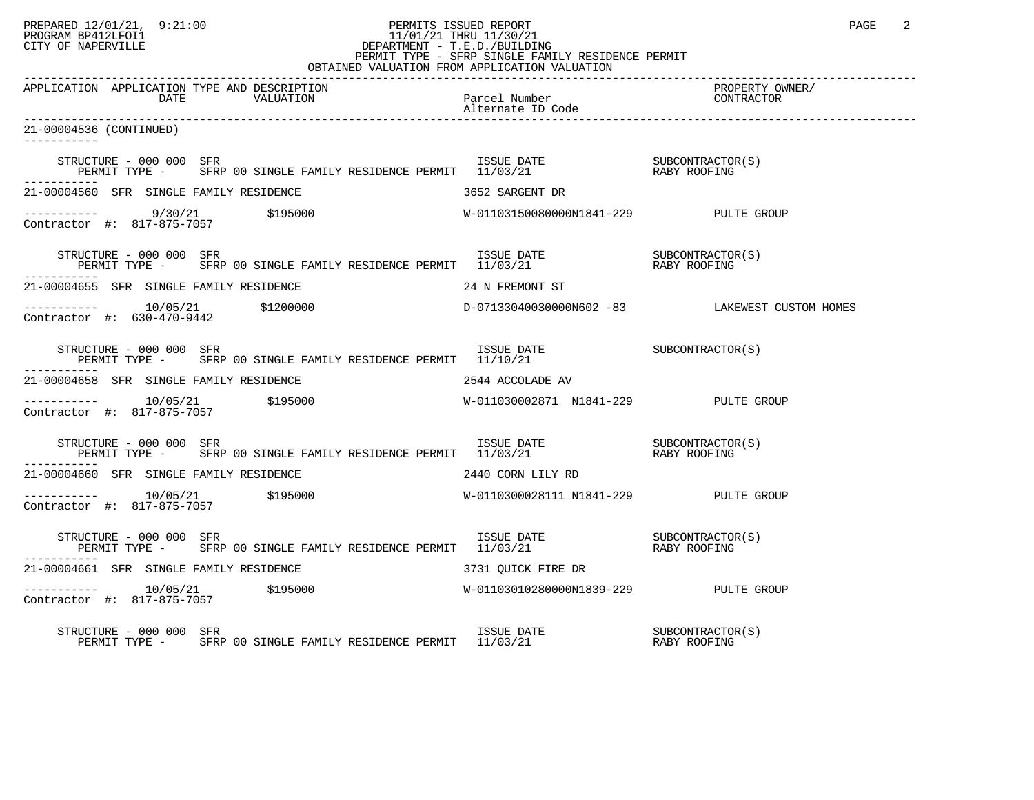PREPARED 12/01/21, 9:21:00 PERMITS ISSUED REPORT
PROGRAM BP412LFOI1 11/01/21 THRU 11/30/21
CITY OF NAPERVILLE DEPARTMENT - T.E.D./BUILDING
PERMIT TYPE - SFRP SINGLE FAMILY RESIDENCE PERMIT
OBTAINED VALUATION FROM APPLICATION VALUATION

```
----------------------------------------------------------------------------------------------------------------------------------
APPLICATION  APPLICATION TYPE AND DESCRIPTION                                                               PROPERTY OWNER/
                 DATE           VALUATION                   Parcel Number                                  CONTRACTOR
                                                            Alternate ID Code
----------------------------------------------------------------------------------------------------------------------------------
21-00004536 (CONTINUED)
-----------

     STRUCTURE - 000 000  SFR                                ISSUE DATE              SUBCONTRACTOR(S)
        PERMIT TYPE -     SFRP 00 SINGLE FAMILY RESIDENCE PERMIT  11/03/21           RABY ROOFING
-----------
21-00004560  SFR  SINGLE FAMILY RESIDENCE                    3652 SARGENT DR

-----------       9/30/21        $195000                     W-01103150080000N1841-229          PULTE GROUP
Contractor #:  817-875-7057

     STRUCTURE - 000 000  SFR                                ISSUE DATE              SUBCONTRACTOR(S)
        PERMIT TYPE -     SFRP 00 SINGLE FAMILY RESIDENCE PERMIT  11/03/21           RABY ROOFING
-----------
21-00004655  SFR  SINGLE FAMILY RESIDENCE                    24 N FREMONT ST

-----------      10/05/21       $1200000                     D-07133040030000N602 -83           LAKEWEST CUSTOM HOMES
Contractor #:  630-470-9442

     STRUCTURE - 000 000  SFR                                ISSUE DATE              SUBCONTRACTOR(S)
        PERMIT TYPE -     SFRP 00 SINGLE FAMILY RESIDENCE PERMIT  11/10/21
-----------
21-00004658  SFR  SINGLE FAMILY RESIDENCE                    2544 ACCOLADE AV

-----------      10/05/21        $195000                     W-011030002871  N1841-229          PULTE GROUP
Contractor #:  817-875-7057

     STRUCTURE - 000 000  SFR                                ISSUE DATE              SUBCONTRACTOR(S)
        PERMIT TYPE -     SFRP 00 SINGLE FAMILY RESIDENCE PERMIT  11/03/21           RABY ROOFING
-----------
21-00004660  SFR  SINGLE FAMILY RESIDENCE                    2440 CORN LILY RD

-----------      10/05/21        $195000                     W-0110300028111 N1841-229          PULTE GROUP
Contractor #:  817-875-7057

     STRUCTURE - 000 000  SFR                                ISSUE DATE              SUBCONTRACTOR(S)
        PERMIT TYPE -     SFRP 00 SINGLE FAMILY RESIDENCE PERMIT  11/03/21           RABY ROOFING
-----------
21-00004661  SFR  SINGLE FAMILY RESIDENCE                    3731 QUICK FIRE DR

-----------      10/05/21        $195000                     W-01103010280000N1839-229          PULTE GROUP
Contractor #:  817-875-7057

     STRUCTURE - 000 000  SFR                                ISSUE DATE              SUBCONTRACTOR(S)
        PERMIT TYPE -     SFRP 00 SINGLE FAMILY RESIDENCE PERMIT  11/03/21           RABY ROOFING
```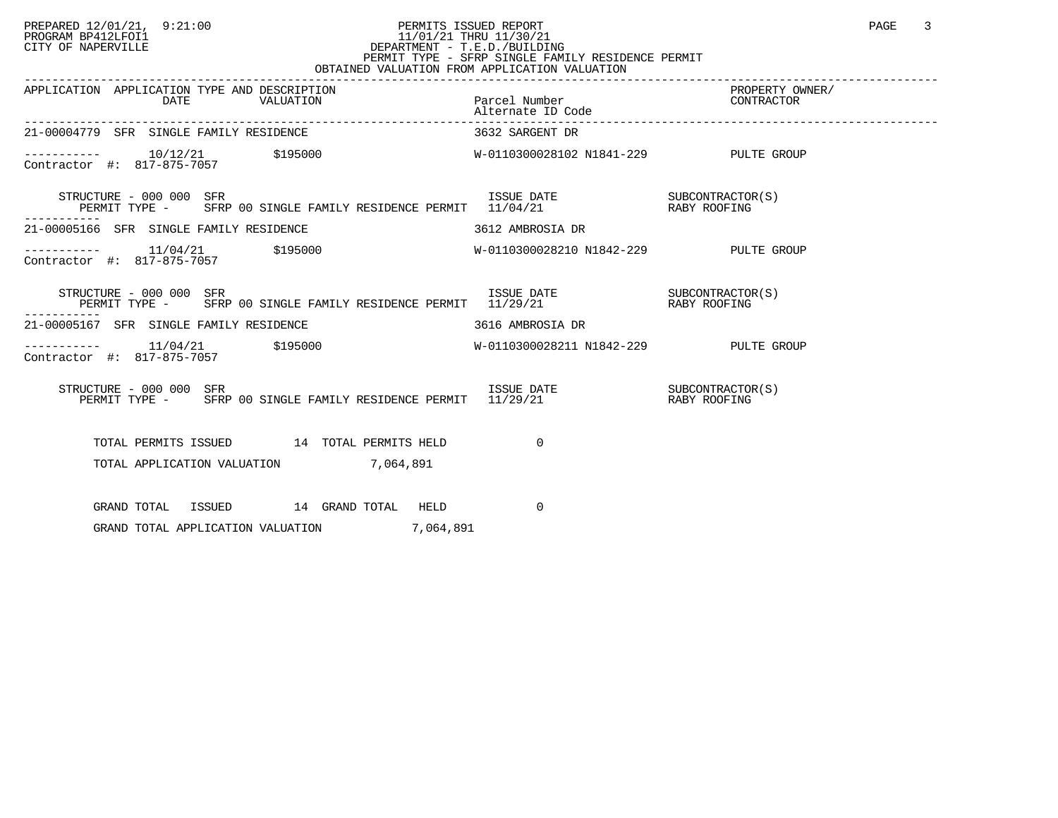PREPARED 12/01/21, 9:21:00
PROGRAM BP412LFOI1
CITY OF NAPERVILLE

PERMITS ISSUED REPORT
11/01/21 THRU 11/30/21
DEPARTMENT - T.E.D./BUILDING
PERMIT TYPE - SFRP SINGLE FAMILY RESIDENCE PERMIT
OBTAINED VALUATION FROM APPLICATION VALUATION

| APPLICATION | APPLICATION TYPE AND DESCRIPTION / DATE | VALUATION | Parcel Number / Alternate ID Code | PROPERTY OWNER/ CONTRACTOR |
|---|---|---|---|---|
| 21-00004779 | SFR SINGLE FAMILY RESIDENCE | | 3632 SARGENT DR | |
| ----------- | 10/12/21 | $195000 | W-0110300028102 N1841-229 | PULTE GROUP |
| Contractor #: 817-875-7057 | | | | |
| STRUCTURE - 000 000 SFR | PERMIT TYPE - SFRP 00 SINGLE FAMILY RESIDENCE PERMIT | | ISSUE DATE 11/04/21 | SUBCONTRACTOR(S) RABY ROOFING |
| 21-00005166 | SFR SINGLE FAMILY RESIDENCE | | 3612 AMBROSIA DR | |
| ----------- | 11/04/21 | $195000 | W-0110300028210 N1842-229 | PULTE GROUP |
| Contractor #: 817-875-7057 | | | | |
| STRUCTURE - 000 000 SFR | PERMIT TYPE - SFRP 00 SINGLE FAMILY RESIDENCE PERMIT | | ISSUE DATE 11/29/21 | SUBCONTRACTOR(S) RABY ROOFING |
| 21-00005167 | SFR SINGLE FAMILY RESIDENCE | | 3616 AMBROSIA DR | |
| ----------- | 11/04/21 | $195000 | W-0110300028211 N1842-229 | PULTE GROUP |
| Contractor #: 817-875-7057 | | | | |
| STRUCTURE - 000 000 SFR | PERMIT TYPE - SFRP 00 SINGLE FAMILY RESIDENCE PERMIT | | ISSUE DATE 11/29/21 | SUBCONTRACTOR(S) RABY ROOFING |

TOTAL PERMITS ISSUED 14 TOTAL PERMITS HELD 0

TOTAL APPLICATION VALUATION 7,064,891

GRAND TOTAL ISSUED 14 GRAND TOTAL HELD 0

GRAND TOTAL APPLICATION VALUATION 7,064,891